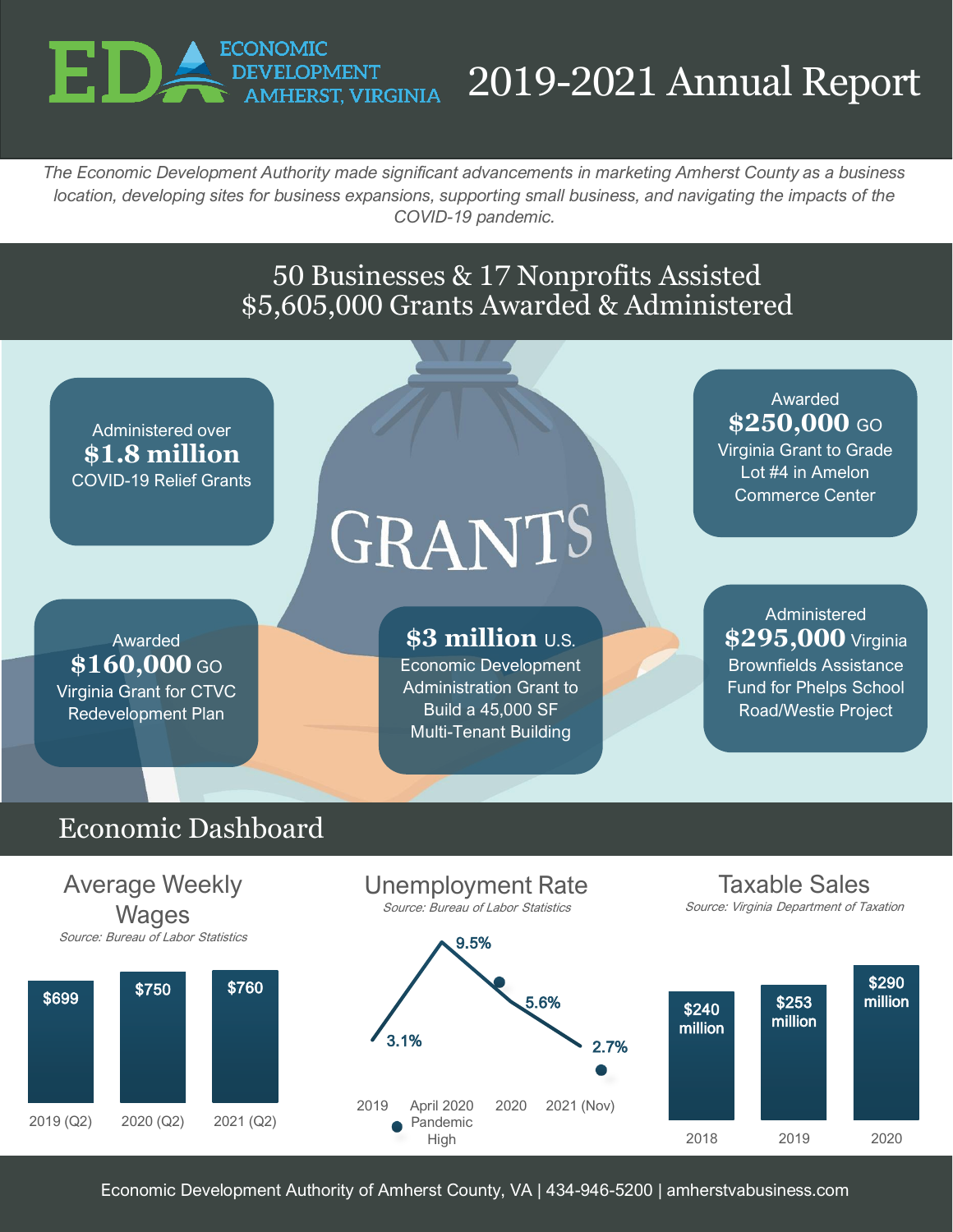# EDA ECONOMIC DEVELOPMENT AMHERST, VIRGINIA

# 2019-2021 Annual Report

*The Economic Development Authority made significant advancements in marketing Amherst County as a business location, developing sites for business expansions, supporting small business, and navigating the impacts of the COVID-19 pandemic.*

## 50 Businesses & 17 Nonprofits Assisted
## $5,605,000 Grants Awarded & Administered

**GRANTS**

Administered over **$1.8 million** COVID-19 Relief Grants

Awarded **$250,000** GO Virginia Grant to Grade Lot #4 in Amelon Commerce Center

Awarded **$160,000** GO Virginia Grant for CTVC Redevelopment Plan

**$3 million** U.S. Economic Development Administration Grant to Build a 45,000 SF Multi-Tenant Building

Administered **$295,000** Virginia Brownfields Assistance Fund for Phelps School Road/Westie Project

## Economic Dashboard

### Average Weekly Wages

*Source: Bureau of Labor Statistics*

| 2019 (Q2) | 2020 (Q2) | 2021 (Q2) |
|---|---|---|
| $699 | $750 | $760 |

### Unemployment Rate

*Source: Bureau of Labor Statistics*

| 2019 | April 2020 Pandemic High | 2020 | 2021 (Nov) |
|---|---|---|---|
| 3.1% | 9.5% | 5.6% | 2.7% |

### Taxable Sales

*Source: Virginia Department of Taxation*

| 2018 | 2019 | 2020 |
|---|---|---|
| $240 million | $253 million | $290 million |

Economic Development Authority of Amherst County, VA | 434-946-5200 | amherstvabusiness.com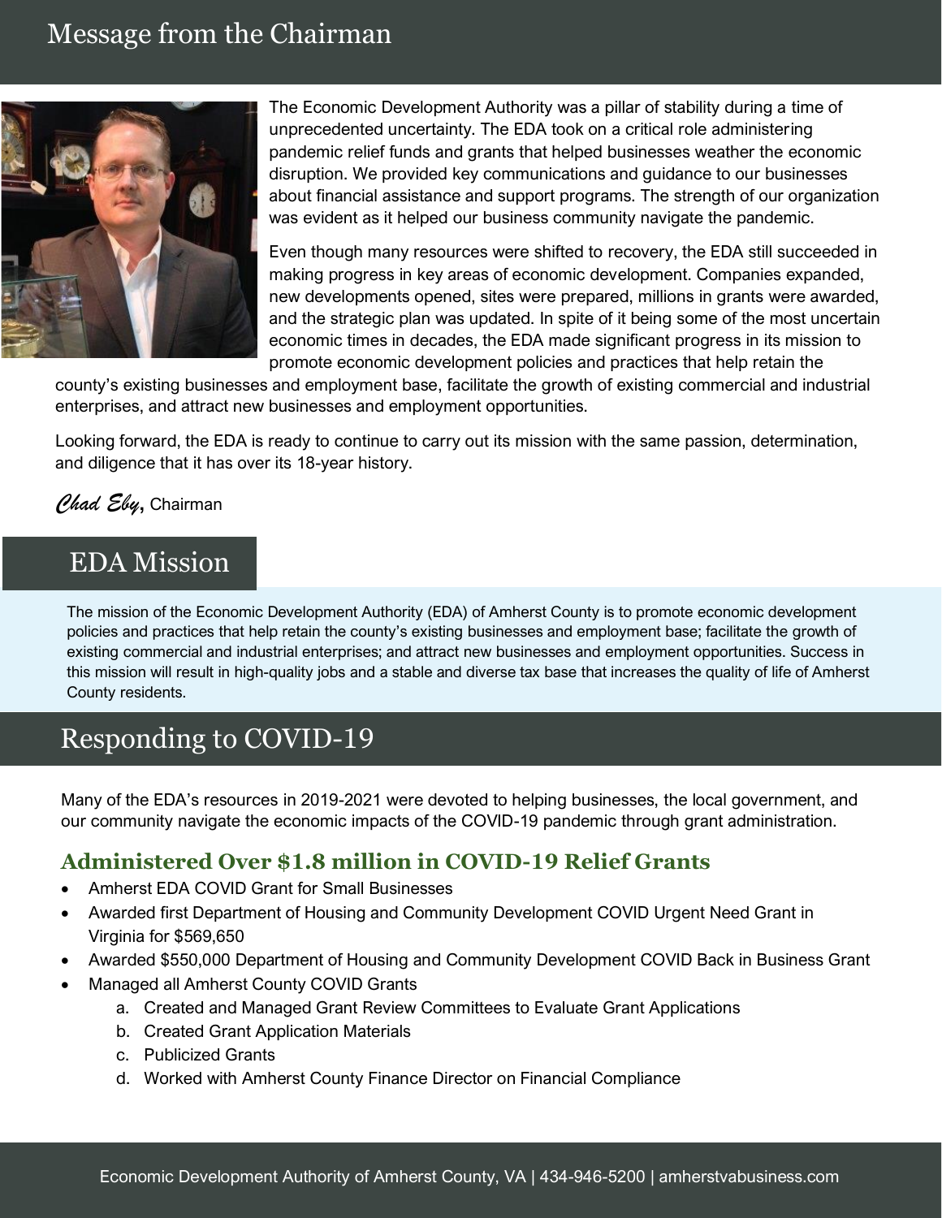## Message from the Chairman

The Economic Development Authority was a pillar of stability during a time of unprecedented uncertainty. The EDA took on a critical role administering pandemic relief funds and grants that helped businesses weather the economic disruption. We provided key communications and guidance to our businesses about financial assistance and support programs. The strength of our organization was evident as it helped our business community navigate the pandemic.

Even though many resources were shifted to recovery, the EDA still succeeded in making progress in key areas of economic development. Companies expanded, new developments opened, sites were prepared, millions in grants were awarded, and the strategic plan was updated. In spite of it being some of the most uncertain economic times in decades, the EDA made significant progress in its mission to promote economic development policies and practices that help retain the county's existing businesses and employment base, facilitate the growth of existing commercial and industrial enterprises, and attract new businesses and employment opportunities.

Looking forward, the EDA is ready to continue to carry out its mission with the same passion, determination, and diligence that it has over its 18-year history.

*Chad Eby*, Chairman

## EDA Mission

The mission of the Economic Development Authority (EDA) of Amherst County is to promote economic development policies and practices that help retain the county's existing businesses and employment base; facilitate the growth of existing commercial and industrial enterprises; and attract new businesses and employment opportunities. Success in this mission will result in high-quality jobs and a stable and diverse tax base that increases the quality of life of Amherst County residents.

## Responding to COVID-19

Many of the EDA's resources in 2019-2021 were devoted to helping businesses, the local government, and our community navigate the economic impacts of the COVID-19 pandemic through grant administration.

### Administered Over $1.8 million in COVID-19 Relief Grants

- Amherst EDA COVID Grant for Small Businesses
- Awarded first Department of Housing and Community Development COVID Urgent Need Grant in Virginia for $569,650
- Awarded $550,000 Department of Housing and Community Development COVID Back in Business Grant
- Managed all Amherst County COVID Grants
    a. Created and Managed Grant Review Committees to Evaluate Grant Applications
    b. Created Grant Application Materials
    c. Publicized Grants
    d. Worked with Amherst County Finance Director on Financial Compliance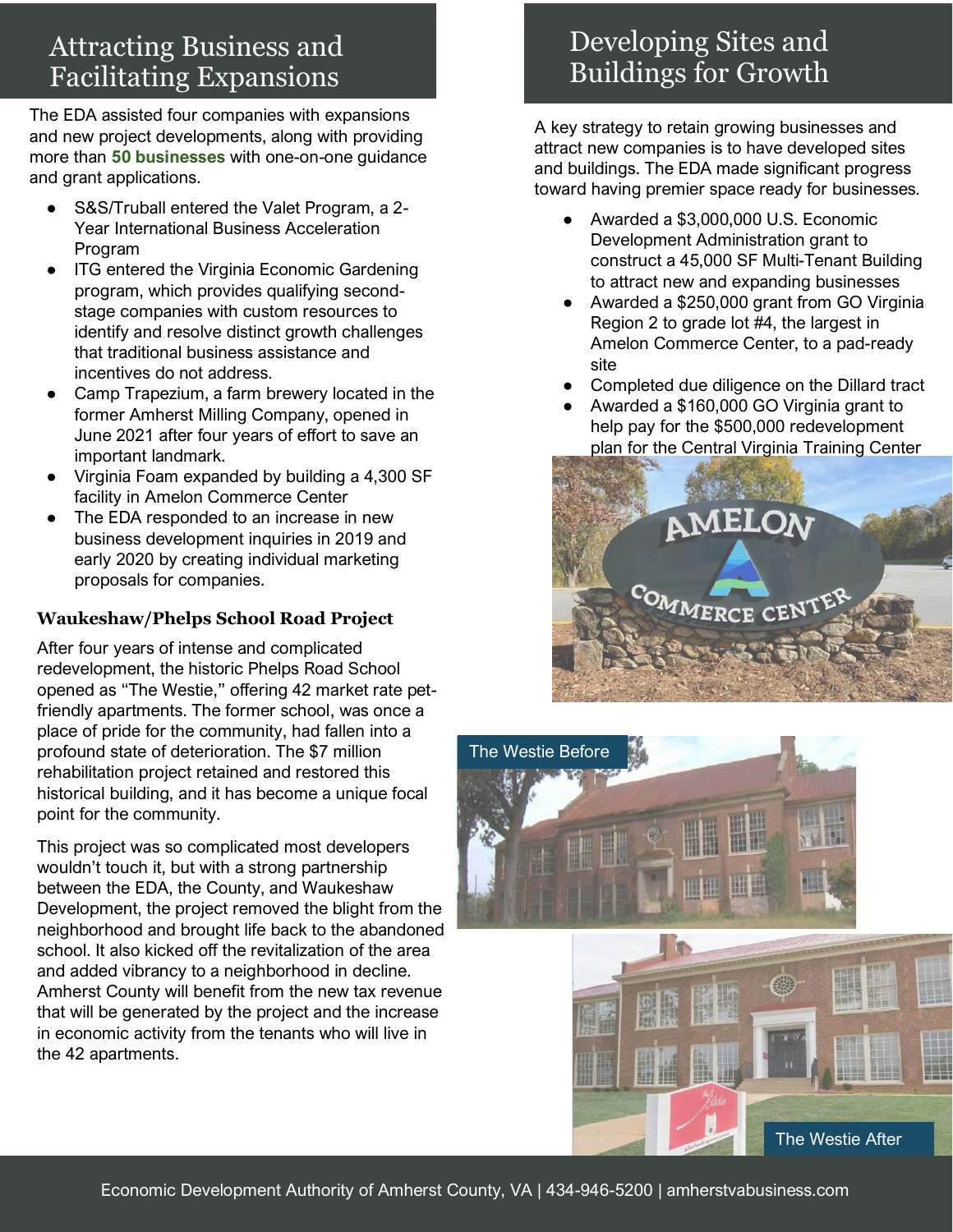## Attracting Business and Facilitating Expansions

The EDA assisted four companies with expansions and new project developments, along with providing more than **50 businesses** with one-on-one guidance and grant applications.

- S&S/Truball entered the Valet Program, a 2-Year International Business Acceleration Program
- ITG entered the Virginia Economic Gardening program, which provides qualifying second-stage companies with custom resources to identify and resolve distinct growth challenges that traditional business assistance and incentives do not address.
- Camp Trapezium, a farm brewery located in the former Amherst Milling Company, opened in June 2021 after four years of effort to save an important landmark.
- Virginia Foam expanded by building a 4,300 SF facility in Amelon Commerce Center
- The EDA responded to an increase in new business development inquiries in 2019 and early 2020 by creating individual marketing proposals for companies.

### Waukeshaw/Phelps School Road Project

After four years of intense and complicated redevelopment, the historic Phelps Road School opened as "The Westie," offering 42 market rate pet-friendly apartments. The former school, was once a place of pride for the community, had fallen into a profound state of deterioration. The $7 million rehabilitation project retained and restored this historical building, and it has become a unique focal point for the community.

This project was so complicated most developers wouldn't touch it, but with a strong partnership between the EDA, the County, and Waukeshaw Development, the project removed the blight from the neighborhood and brought life back to the abandoned school. It also kicked off the revitalization of the area and added vibrancy to a neighborhood in decline. Amherst County will benefit from the new tax revenue that will be generated by the project and the increase in economic activity from the tenants who will live in the 42 apartments.

## Developing Sites and Buildings for Growth

A key strategy to retain growing businesses and attract new companies is to have developed sites and buildings. The EDA made significant progress toward having premier space ready for businesses.

- Awarded a $3,000,000 U.S. Economic Development Administration grant to construct a 45,000 SF Multi-Tenant Building to attract new and expanding businesses
- Awarded a $250,000 grant from GO Virginia Region 2 to grade lot #4, the largest in Amelon Commerce Center, to a pad-ready site
- Completed due diligence on the Dillard tract
- Awarded a $160,000 GO Virginia grant to help pay for the $500,000 redevelopment plan for the Central Virginia Training Center

The Westie Before

The Westie After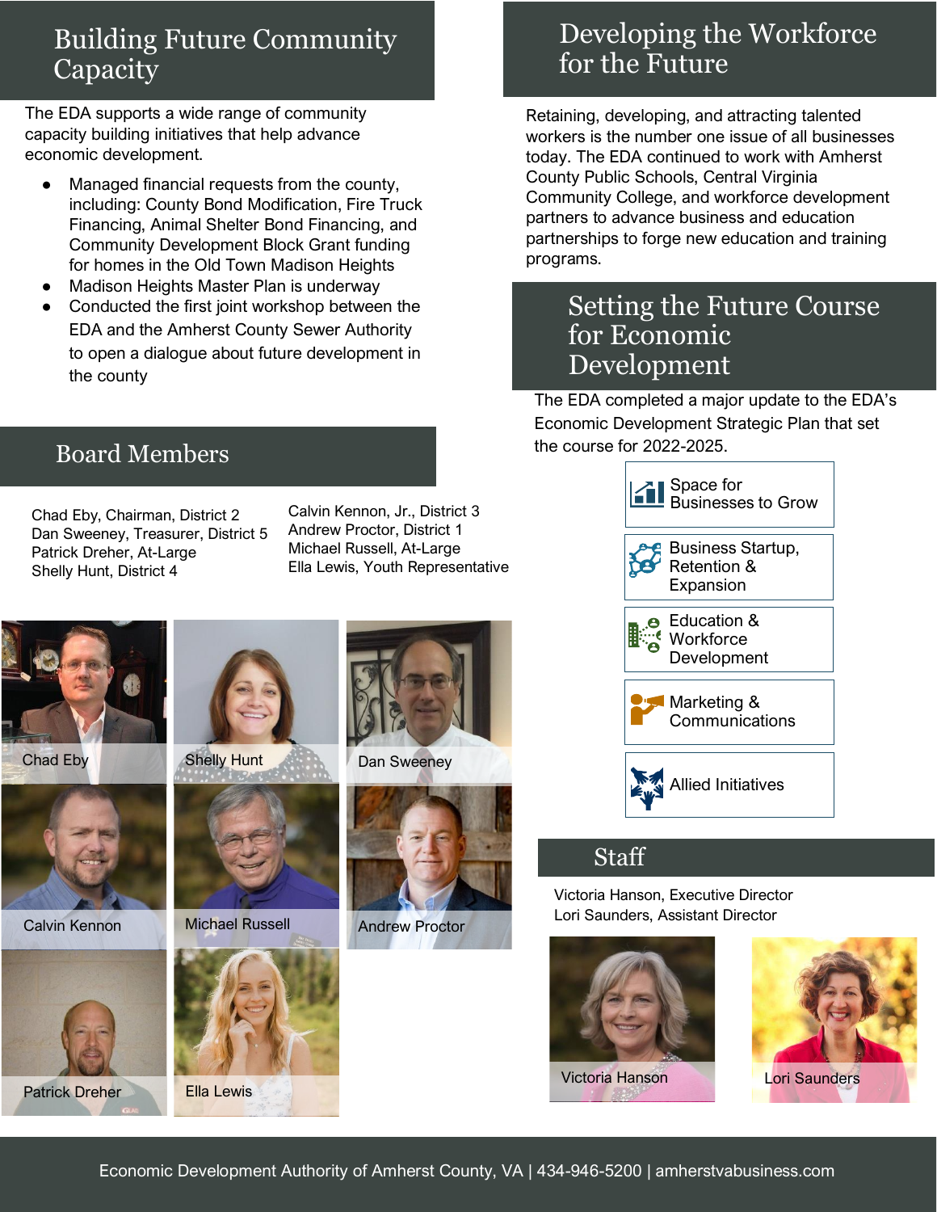## Building Future Community Capacity

The EDA supports a wide range of community capacity building initiatives that help advance economic development.

- Managed financial requests from the county, including: County Bond Modification, Fire Truck Financing, Animal Shelter Bond Financing, and Community Development Block Grant funding for homes in the Old Town Madison Heights
- Madison Heights Master Plan is underway
- Conducted the first joint workshop between the EDA and the Amherst County Sewer Authority to open a dialogue about future development in the county

## Board Members

Chad Eby, Chairman, District 2
Dan Sweeney, Treasurer, District 5
Patrick Dreher, At-Large
Shelly Hunt, District 4
Calvin Kennon, Jr., District 3
Andrew Proctor, District 1
Michael Russell, At-Large
Ella Lewis, Youth Representative

Chad Eby
Shelly Hunt
Dan Sweeney
Calvin Kennon
Michael Russell
Andrew Proctor
Patrick Dreher
Ella Lewis

## Developing the Workforce for the Future

Retaining, developing, and attracting talented workers is the number one issue of all businesses today. The EDA continued to work with Amherst County Public Schools, Central Virginia Community College, and workforce development partners to advance business and education partnerships to forge new education and training programs.

## Setting the Future Course for Economic Development

The EDA completed a major update to the EDA's Economic Development Strategic Plan that set the course for 2022-2025.

- Space for Businesses to Grow
- Business Startup, Retention & Expansion
- Education & Workforce Development
- Marketing & Communications
- Allied Initiatives

## Staff

Victoria Hanson, Executive Director
Lori Saunders, Assistant Director

Victoria Hanson
Lori Saunders

Economic Development Authority of Amherst County, VA | 434-946-5200 | amherstvabusiness.com